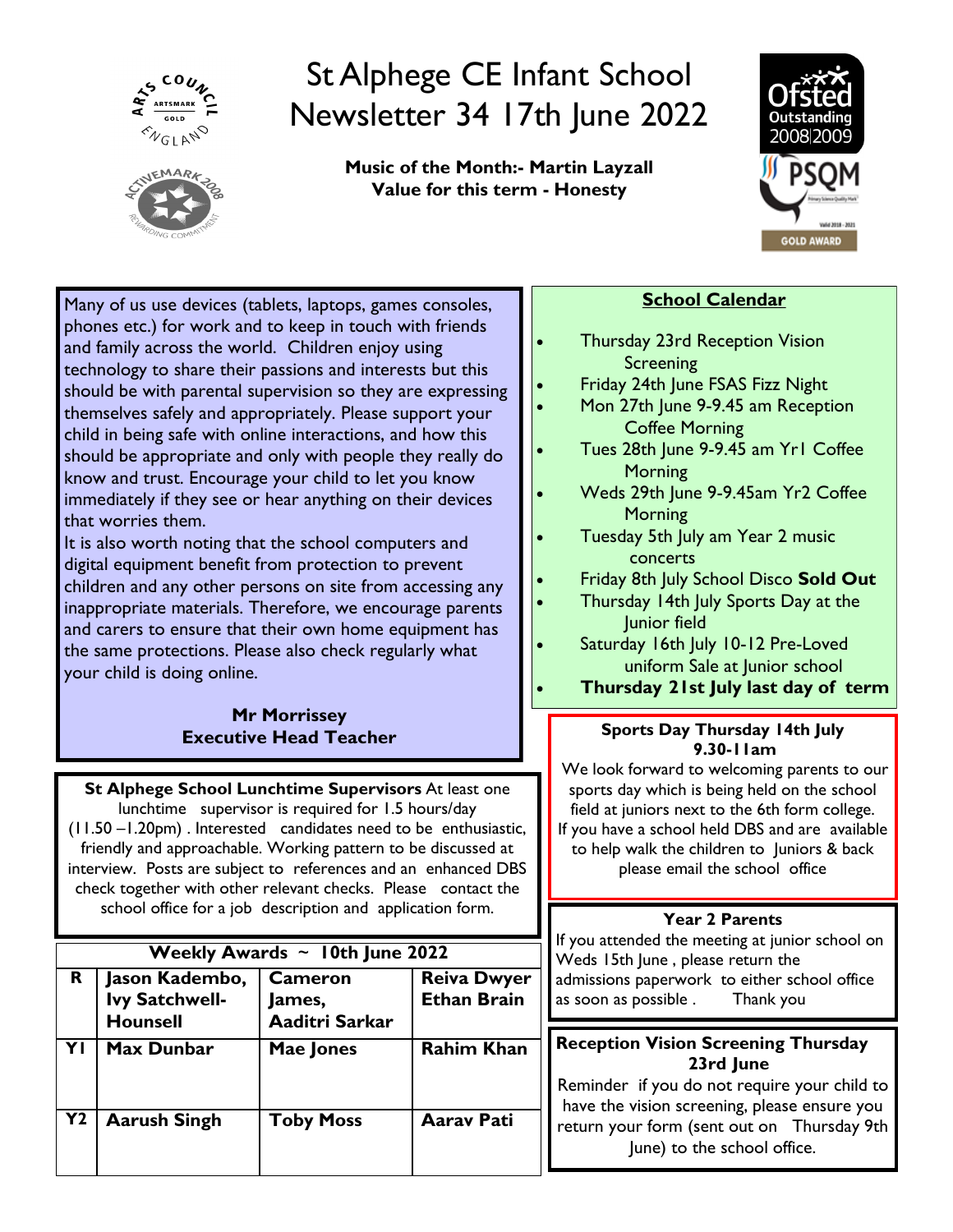# St Alphege CE Infant School Newsletter 34 17th June 2022

**Music of the Month:- Martin Layzall**
**Value for this term - Honesty**

Many of us use devices (tablets, laptops, games consoles, phones etc.) for work and to keep in touch with friends and family across the world. Children enjoy using technology to share their passions and interests but this should be with parental supervision so they are expressing themselves safely and appropriately. Please support your child in being safe with online interactions, and how this should be appropriate and only with people they really do know and trust. Encourage your child to let you know immediately if they see or hear anything on their devices that worries them.

It is also worth noting that the school computers and digital equipment benefit from protection to prevent children and any other persons on site from accessing any inappropriate materials. Therefore, we encourage parents and carers to ensure that their own home equipment has the same protections. Please also check regularly what your child is doing online.

**Mr Morrissey**
**Executive Head Teacher**

**St Alphege School Lunchtime Supervisors** At least one lunchtime supervisor is required for 1.5 hours/day (11.50 –1.20pm). Interested candidates need to be enthusiastic, friendly and approachable. Working pattern to be discussed at interview. Posts are subject to references and an enhanced DBS check together with other relevant checks. Please contact the school office for a job description and application form.

| Weekly Awards ~ 10th June 2022 | | | |
|---|---|---|---|
| **R** | **Jason Kadembo, Ivy Satchwell-Hounsell** | **Cameron James, Aaditri Sarkar** | **Reiva Dwyer Ethan Brain** |
| **Y1** | **Max Dunbar** | **Mae Jones** | **Rahim Khan** |
| **Y2** | **Aarush Singh** | **Toby Moss** | **Aarav Pati** |

## School Calendar

- Thursday 23rd Reception Vision Screening
- Friday 24th June FSAS Fizz Night
- Mon 27th June 9-9.45 am Reception Coffee Morning
- Tues 28th June 9-9.45 am Yr1 Coffee Morning
- Weds 29th June 9-9.45am Yr2 Coffee Morning
- Tuesday 5th July am Year 2 music concerts
- Friday 8th July School Disco **Sold Out**
- Thursday 14th July Sports Day at the Junior field
- Saturday 16th July 10-12 Pre-Loved uniform Sale at Junior school
- **Thursday 21st July last day of term**

**Sports Day Thursday 14th July 9.30-11am**

We look forward to welcoming parents to our sports day which is being held on the school field at juniors next to the 6th form college.
If you have a school held DBS and are available to help walk the children to Juniors & back please email the school office

**Year 2 Parents**

If you attended the meeting at junior school on Weds 15th June, please return the admissions paperwork to either school office as soon as possible. Thank you

**Reception Vision Screening Thursday 23rd June**

Reminder if you do not require your child to have the vision screening, please ensure you return your form (sent out on Thursday 9th June) to the school office.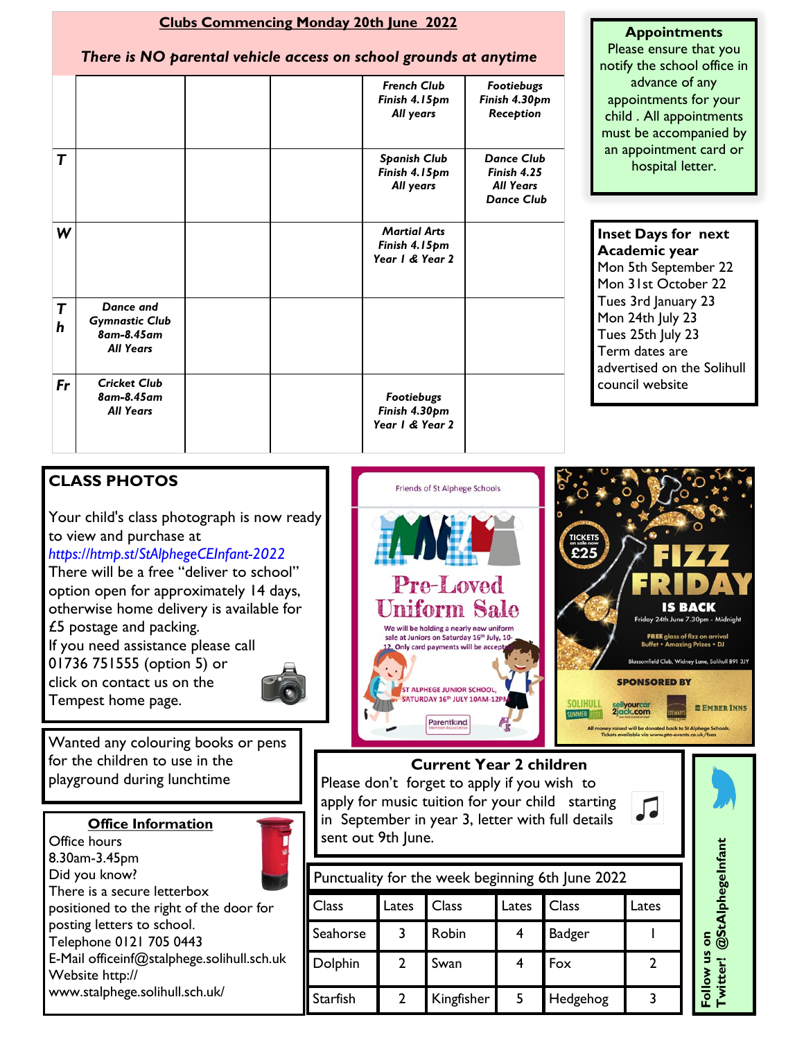## Clubs Commencing Monday 20th June 2022

***There is NO parental vehicle access on school grounds at anytime***

| | | | | | |
|---|---|---|---|---|---|
| | | | | *French Club Finish 4.15pm All years* | *Footiebugs Finish 4.30pm Reception* |
| **T** | | | | *Spanish Club Finish 4.15pm All years* | *Dance Club Finish 4.25 All Years Dance Club* |
| **W** | | | | *Martial Arts Finish 4.15pm Year 1 & Year 2* | |
| **Th** | *Dance and Gymnastic Club 8am-8.45am All Years* | | | | |
| **Fr** | *Cricket Club 8am-8.45am All Years* | | | *Footiebugs Finish 4.30pm Year 1 & Year 2* | |

### Appointments

Please ensure that you notify the school office in advance of any appointments for your child . All appointments must be accompanied by an appointment card or hospital letter.

### Inset Days for next Academic year

Mon 5th September 22
Mon 31st October 22
Tues 3rd January 23
Mon 24th July 23
Tues 25th July 23
Term dates are advertised on the Solihull council website

### CLASS PHOTOS

Your child's class photograph is now ready to view and purchase at *https://htmp.st/StAlphegeCEInfant-2022*
There will be a free "deliver to school" option open for approximately 14 days, otherwise home delivery is available for £5 postage and packing.
If you need assistance please call 01736 751555 (option 5) or click on contact us on the Tempest home page.

Friends of St Alphege Schools

**Pre-Loved Uniform Sale**

We will be holding a nearly new uniform sale at Juniors on Saturday 16th July, 10-12. Only card payments will be accepted.

ST ALPHEGE JUNIOR SCHOOL, SATURDAY 16th JULY 10AM-12PM

Parentkind

TICKETS on sale now £25

**FIZZ FRIDAY IS BACK**

Friday 24th June 7.30pm - Midnight

FREE glass of fizz on arrival
Buffet • Amazing Prizes • DJ

Blossomfield Club, Widney Lane, Solihull B91 3JY

SPONSORED BY

Solihull Summer Fest · sellyourcar2jack.com · Stewarts · Ember Inns

All money raised will be donated back to St Alphege Schools. Tickets available via www.pta-events.co.uk/fsas

Wanted any colouring books or pens for the children to use in the playground during lunchtime

### Office Information

Office hours
8.30am-3.45pm
Did you know?
There is a secure letterbox positioned to the right of the door for posting letters to school.
Telephone 0121 705 0443
E-Mail officeinf@stalphege.solihull.sch.uk
Website http://www.stalphege.solihull.sch.uk/

### Current Year 2 children

Please don't forget to apply if you wish to apply for music tuition for your child starting in September in year 3, letter with full details sent out 9th June.

Punctuality for the week beginning 6th June 2022

| Class | Lates | Class | Lates | Class | Lates |
|---|---|---|---|---|---|
| Seahorse | 3 | Robin | 4 | Badger | 1 |
| Dolphin | 2 | Swan | 4 | Fox | 2 |
| Starfish | 2 | Kingfisher | 5 | Hedgehog | 3 |

Follow us on Twitter! @StAlphegeInfant